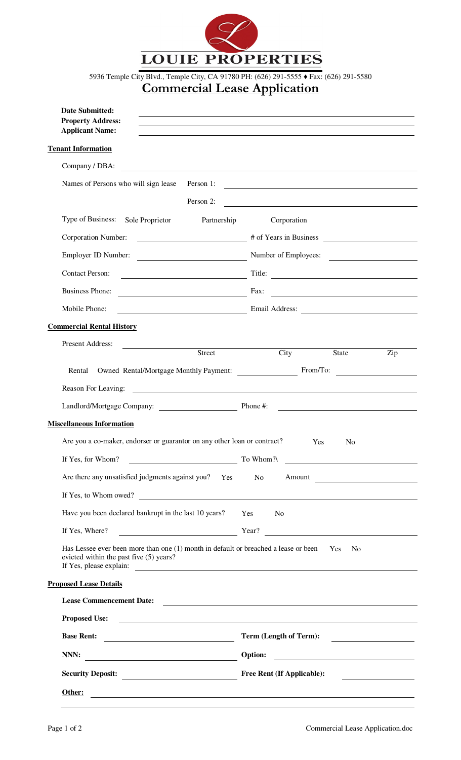# LOUIE PROPERTIES

5936 Temple City Blvd., Temple City, CA 91780 PH: (626) 291-5555 ♦ Fax: (626) 291-5580

## Commercial Lease Application

**Date Submitted:** ____________________

**Property Address:** ____________________

**Applicant Name:** ____________________

### Tenant Information

Company / DBA: ____________________

Names of Persons who will sign lease Person 1: ____________________

Person 2: ____________________

Type of Business: Sole Proprietor Partnership Corporation

Corporation Number: __________ # of Years in Business __________

Employer ID Number: __________ Number of Employees: __________

Contact Person: __________ Title: __________

Business Phone: __________ Fax: __________

Mobile Phone: __________ Email Address: __________

### Commercial Rental History

Present Address: ____________________

Street City State Zip

Rental Owned Rental/Mortgage Monthly Payment: __________ From/To: __________

Reason For Leaving: ____________________

Landlord/Mortgage Company: __________ Phone #: __________

### Miscellaneous Information

Are you a co-maker, endorser or guarantor on any other loan or contract? Yes No

If Yes, for Whom? __________ To Whom?\ __________

Are there any unsatisfied judgments against you? Yes No Amount __________

If Yes, to Whom owed? ____________________

Have you been declared bankrupt in the last 10 years? Yes No

If Yes, Where? __________ Year? __________

Has Lessee ever been more than one (1) month in default or breached a lease or been evicted within the past five (5) years? Yes No

If Yes, please explain: ____________________

### Proposed Lease Details

**Lease Commencement Date:** ____________________

**Proposed Use:** ____________________

**Base Rent:** __________ **Term (Length of Term):** __________

**NNN:** __________ **Option:** __________

**Security Deposit:** __________ **Free Rent (If Applicable):** __________

**Other:** ____________________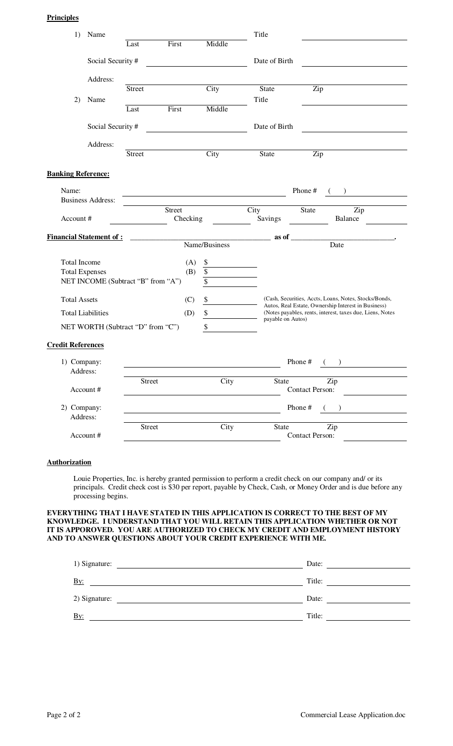**Principles**

1) Name ______________________________ Title ______________________
Last First Middle

Social Security # ______________________ Date of Birth ______________________

Address: ___________________________________________________________
Street City State Zip

2) Name ______________________________ Title ______________________
Last First Middle

Social Security # ______________________ Date of Birth ______________________

Address: ___________________________________________________________
Street City State Zip

**Banking Reference:**

Name: ______________________________ Phone # ( ) ______________

Business Address: ___________________________________________________
Street City State Zip

Account # ______________ Checking ______________ Savings ______________ Balance ______________

**Financial Statement of :** ______________________________ **as of** ______________________.
Name/Business Date

| | | |
|---|---|---|
| Total Income | (A) | $ |
| Total Expenses | (B) | $ |
| NET INCOME (Subtract "B" from "A") | | $ |
| Total Assets | (C) | $ |
| Total Liabilities | (D) | $ |
| NET WORTH (Subtract "D" from "C") | | $ |

(Cash, Securities, Accts, Loans, Notes, Stocks/Bonds, Autos, Real Estate, Ownership Interest in Business)

(Notes payables, rents, interest, taxes due, Liens, Notes payable on Autos)

**Credit References**

1) Company: ______________________________ Phone # ( ) ______________
Address: ___________________________________________________
Street City State Zip
Account # ______________________________ Contact Person: ______________

2) Company: ______________________________ Phone # ( ) ______________
Address: ___________________________________________________
Street City State Zip
Account # ______________________________ Contact Person: ______________

**Authorization**

Louie Properties, Inc. is hereby granted permission to perform a credit check on our company and/ or its principals. Credit check cost is $30 per report, payable by Check, Cash, or Money Order and is due before any processing begins.

**EVERYTHING THAT I HAVE STATED IN THIS APPLICATION IS CORRECT TO THE BEST OF MY KNOWLEDGE. I UNDERSTAND THAT YOU WILL RETAIN THIS APPLICATION WHETHER OR NOT IT IS APPOROVED. YOU ARE AUTHORIZED TO CHECK MY CREDIT AND EMPLOYMENT HISTORY AND TO ANSWER QUESTIONS ABOUT YOUR CREDIT EXPERIENCE WITH ME.**

1) Signature: ______________________________ Date: ______________

By: ______________________________ Title: ______________

2) Signature: ______________________________ Date: ______________

By: ______________________________ Title: ______________